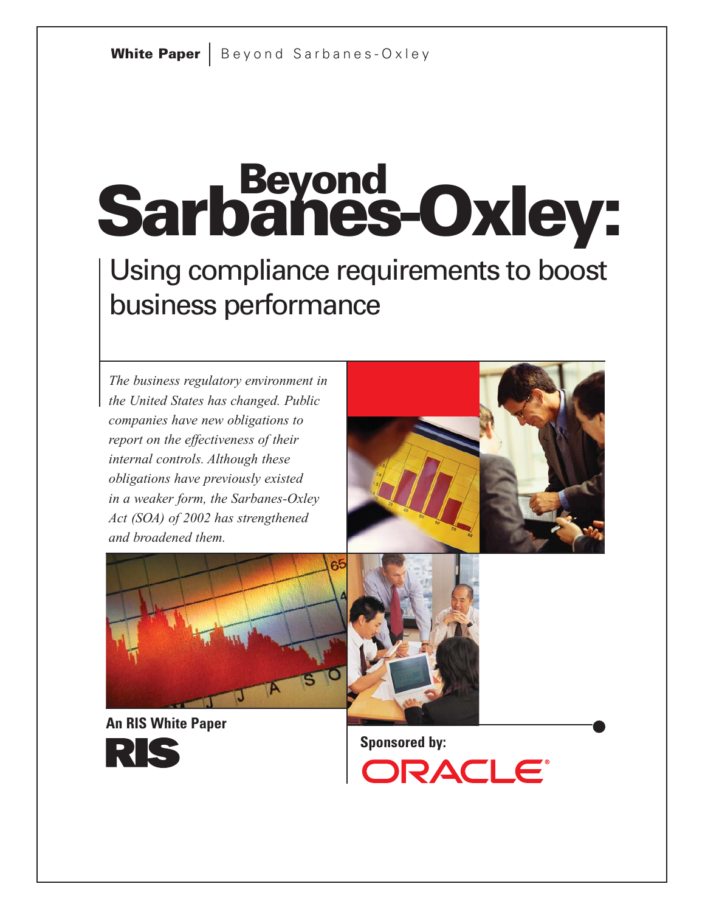# Beyond Sarbanes-Oxley:

## Using compliance requirements to boost business performance

*The business regulatory environment in the United States has changed. Public companies have new obligations to report on the effectiveness of their internal controls. Although these obligations have previously existed in a weaker form, the Sarbanes-Oxley Act (SOA) of 2002 has strengthened and broadened them.*

**An RIS White Paper**

RIS

**Sponsored by:**

ORACLE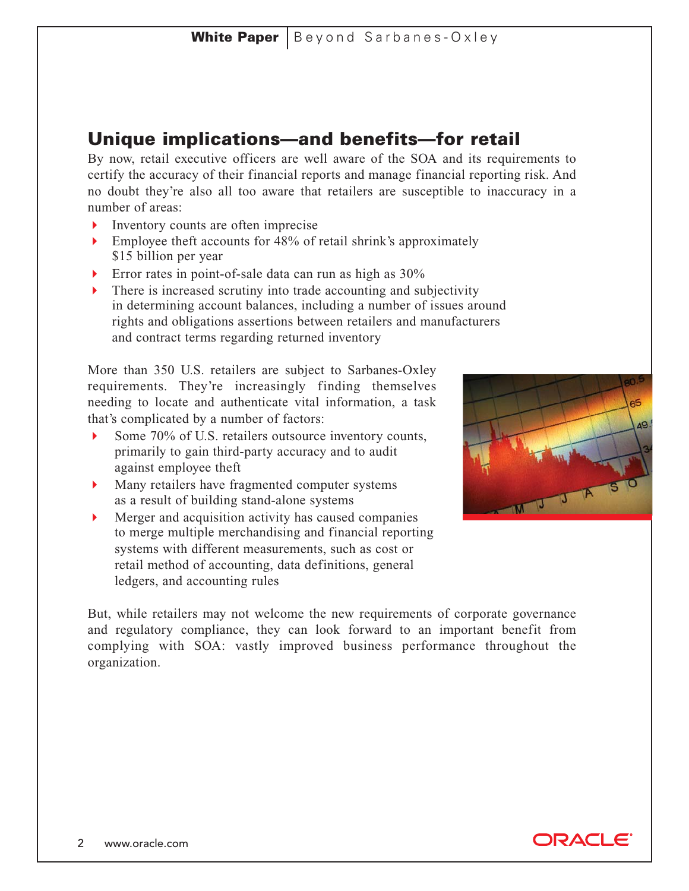## Unique implications—and benefits—for retail

By now, retail executive officers are well aware of the SOA and its requirements to certify the accuracy of their financial reports and manage financial reporting risk. And no doubt they're also all too aware that retailers are susceptible to inaccuracy in a number of areas:

- Inventory counts are often imprecise
- Employee theft accounts for 48% of retail shrink's approximately $15 billion per year
- Error rates in point-of-sale data can run as high as 30%
- There is increased scrutiny into trade accounting and subjectivity in determining account balances, including a number of issues around rights and obligations assertions between retailers and manufacturers and contract terms regarding returned inventory

More than 350 U.S. retailers are subject to Sarbanes-Oxley requirements. They're increasingly finding themselves needing to locate and authenticate vital information, a task that's complicated by a number of factors:

- Some 70% of U.S. retailers outsource inventory counts, primarily to gain third-party accuracy and to audit against employee theft
- Many retailers have fragmented computer systems as a result of building stand-alone systems
- Merger and acquisition activity has caused companies to merge multiple merchandising and financial reporting systems with different measurements, such as cost or retail method of accounting, data definitions, general ledgers, and accounting rules

But, while retailers may not welcome the new requirements of corporate governance and regulatory compliance, they can look forward to an important benefit from complying with SOA: vastly improved business performance throughout the organization.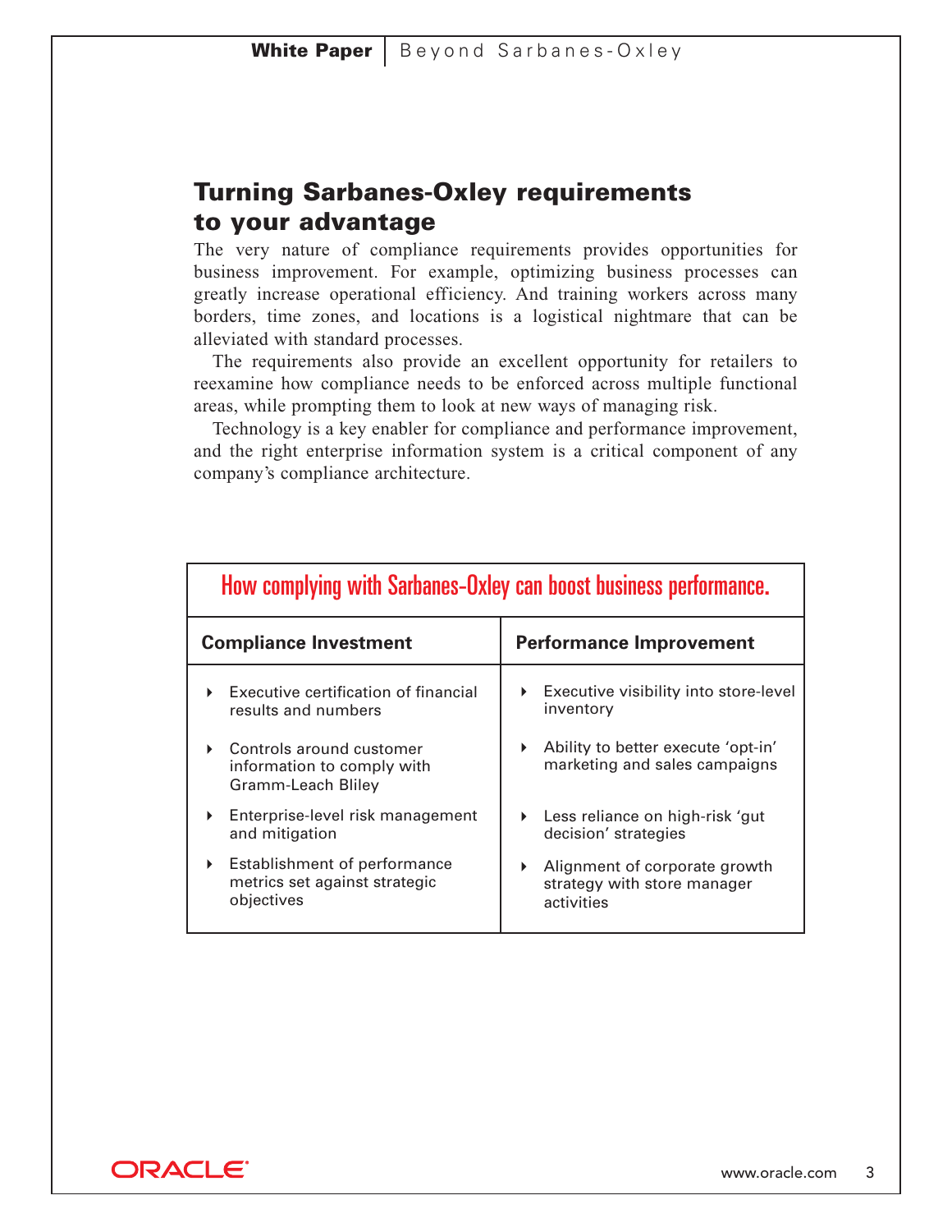## Turning Sarbanes-Oxley requirements to your advantage

The very nature of compliance requirements provides opportunities for business improvement. For example, optimizing business processes can greatly increase operational efficiency. And training workers across many borders, time zones, and locations is a logistical nightmare that can be alleviated with standard processes.

The requirements also provide an excellent opportunity for retailers to reexamine how compliance needs to be enforced across multiple functional areas, while prompting them to look at new ways of managing risk.

Technology is a key enabler for compliance and performance improvement, and the right enterprise information system is a critical component of any company's compliance architecture.

**How complying with Sarbanes-Oxley can boost business performance.**

| Compliance Investment | Performance Improvement |
|---|---|
| Executive certification of financial results and numbers | Executive visibility into store-level inventory |
| Controls around customer information to comply with Gramm-Leach Bliley | Ability to better execute 'opt-in' marketing and sales campaigns |
| Enterprise-level risk management and mitigation | Less reliance on high-risk 'gut decision' strategies |
| Establishment of performance metrics set against strategic objectives | Alignment of corporate growth strategy with store manager activities |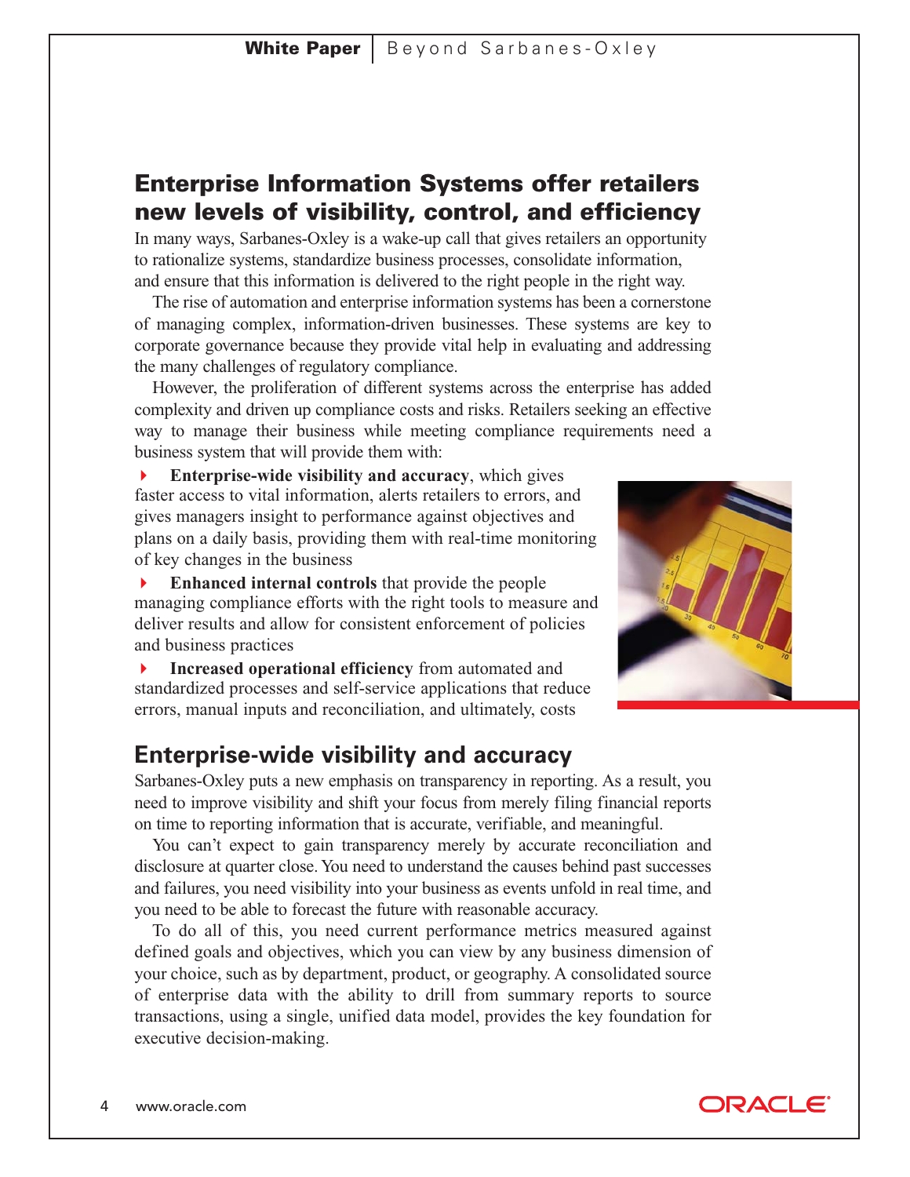## Enterprise Information Systems offer retailers new levels of visibility, control, and efficiency

In many ways, Sarbanes-Oxley is a wake-up call that gives retailers an opportunity to rationalize systems, standardize business processes, consolidate information, and ensure that this information is delivered to the right people in the right way.

The rise of automation and enterprise information systems has been a cornerstone of managing complex, information-driven businesses. These systems are key to corporate governance because they provide vital help in evaluating and addressing the many challenges of regulatory compliance.

However, the proliferation of different systems across the enterprise has added complexity and driven up compliance costs and risks. Retailers seeking an effective way to manage their business while meeting compliance requirements need a business system that will provide them with:

- **Enterprise-wide visibility and accuracy**, which gives faster access to vital information, alerts retailers to errors, and gives managers insight to performance against objectives and plans on a daily basis, providing them with real-time monitoring of key changes in the business
- **Enhanced internal controls** that provide the people managing compliance efforts with the right tools to measure and deliver results and allow for consistent enforcement of policies and business practices
- **Increased operational efficiency** from automated and standardized processes and self-service applications that reduce errors, manual inputs and reconciliation, and ultimately, costs

## Enterprise-wide visibility and accuracy

Sarbanes-Oxley puts a new emphasis on transparency in reporting. As a result, you need to improve visibility and shift your focus from merely filing financial reports on time to reporting information that is accurate, verifiable, and meaningful.

You can't expect to gain transparency merely by accurate reconciliation and disclosure at quarter close. You need to understand the causes behind past successes and failures, you need visibility into your business as events unfold in real time, and you need to be able to forecast the future with reasonable accuracy.

To do all of this, you need current performance metrics measured against defined goals and objectives, which you can view by any business dimension of your choice, such as by department, product, or geography. A consolidated source of enterprise data with the ability to drill from summary reports to source transactions, using a single, unified data model, provides the key foundation for executive decision-making.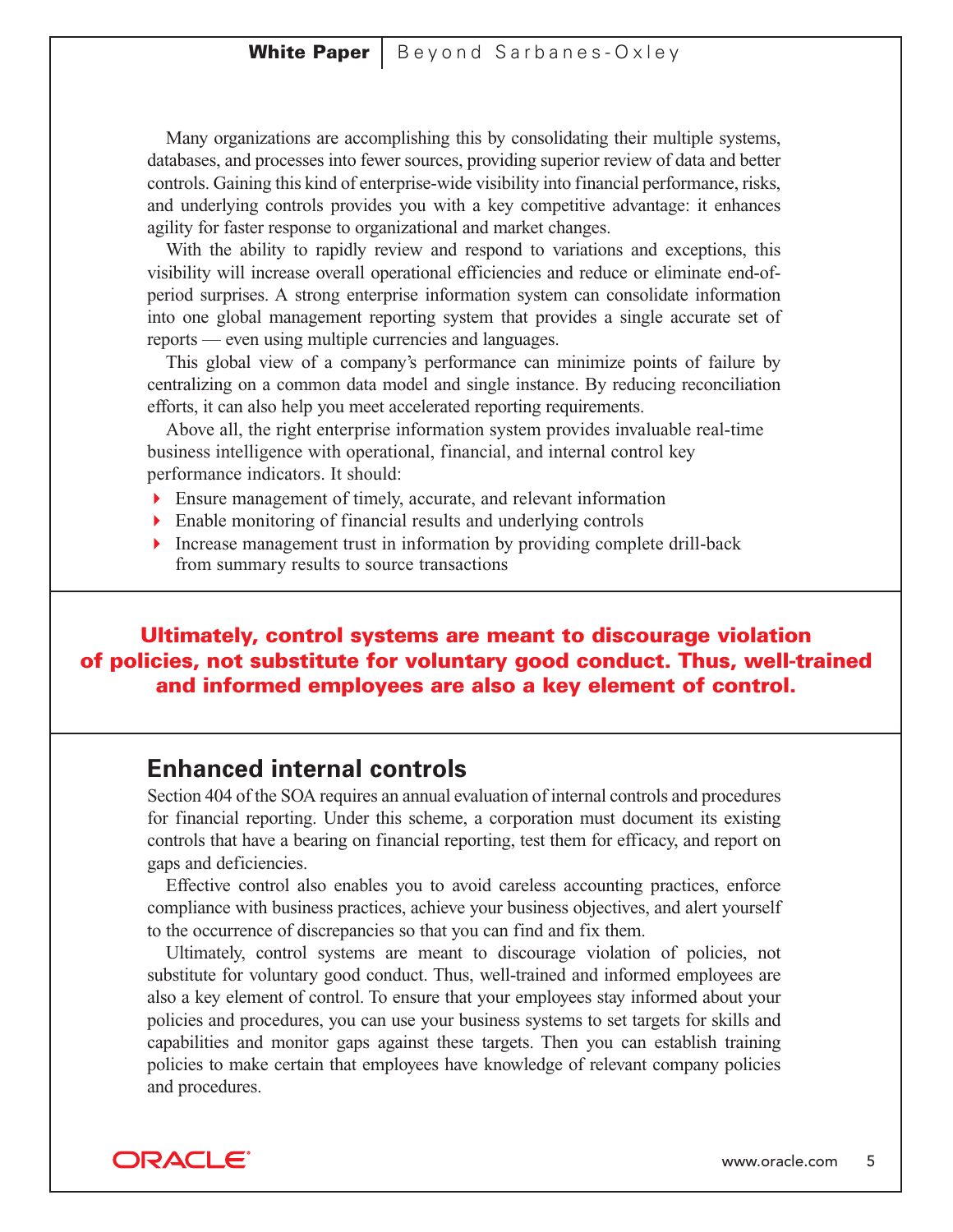Many organizations are accomplishing this by consolidating their multiple systems, databases, and processes into fewer sources, providing superior review of data and better controls. Gaining this kind of enterprise-wide visibility into financial performance, risks, and underlying controls provides you with a key competitive advantage: it enhances agility for faster response to organizational and market changes.

With the ability to rapidly review and respond to variations and exceptions, this visibility will increase overall operational efficiencies and reduce or eliminate end-of-period surprises. A strong enterprise information system can consolidate information into one global management reporting system that provides a single accurate set of reports — even using multiple currencies and languages.

This global view of a company's performance can minimize points of failure by centralizing on a common data model and single instance. By reducing reconciliation efforts, it can also help you meet accelerated reporting requirements.

Above all, the right enterprise information system provides invaluable real-time business intelligence with operational, financial, and internal control key performance indicators. It should:

- Ensure management of timely, accurate, and relevant information
- Enable monitoring of financial results and underlying controls
- Increase management trust in information by providing complete drill-back from summary results to source transactions

**Ultimately, control systems are meant to discourage violation of policies, not substitute for voluntary good conduct. Thus, well-trained and informed employees are also a key element of control.**

## Enhanced internal controls

Section 404 of the SOA requires an annual evaluation of internal controls and procedures for financial reporting. Under this scheme, a corporation must document its existing controls that have a bearing on financial reporting, test them for efficacy, and report on gaps and deficiencies.

Effective control also enables you to avoid careless accounting practices, enforce compliance with business practices, achieve your business objectives, and alert yourself to the occurrence of discrepancies so that you can find and fix them.

Ultimately, control systems are meant to discourage violation of policies, not substitute for voluntary good conduct. Thus, well-trained and informed employees are also a key element of control. To ensure that your employees stay informed about your policies and procedures, you can use your business systems to set targets for skills and capabilities and monitor gaps against these targets. Then you can establish training policies to make certain that employees have knowledge of relevant company policies and procedures.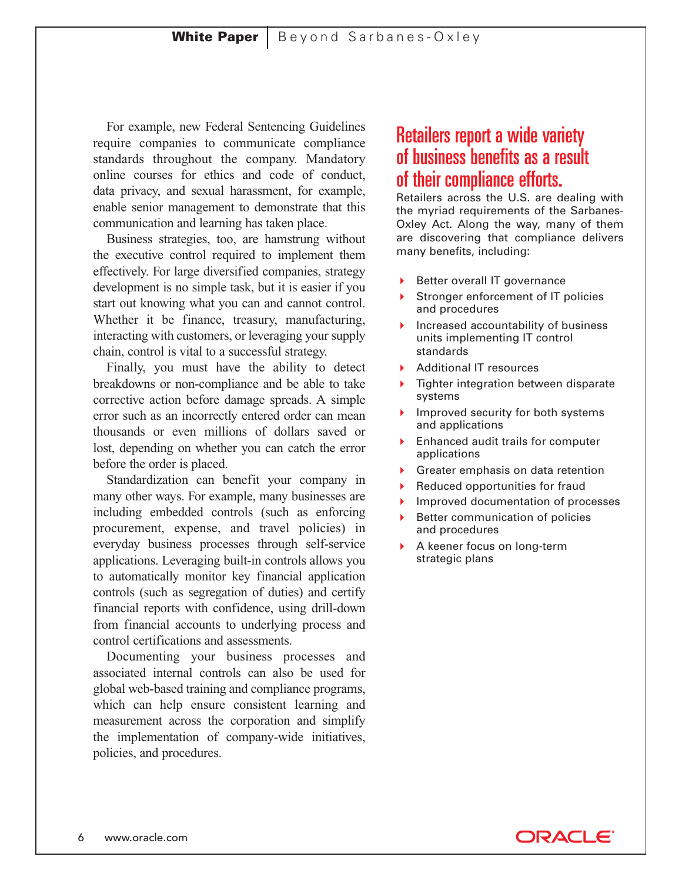For example, new Federal Sentencing Guidelines require companies to communicate compliance standards throughout the company. Mandatory online courses for ethics and code of conduct, data privacy, and sexual harassment, for example, enable senior management to demonstrate that this communication and learning has taken place.

Business strategies, too, are hamstrung without the executive control required to implement them effectively. For large diversified companies, strategy development is no simple task, but it is easier if you start out knowing what you can and cannot control. Whether it be finance, treasury, manufacturing, interacting with customers, or leveraging your supply chain, control is vital to a successful strategy.

Finally, you must have the ability to detect breakdowns or non-compliance and be able to take corrective action before damage spreads. A simple error such as an incorrectly entered order can mean thousands or even millions of dollars saved or lost, depending on whether you can catch the error before the order is placed.

Standardization can benefit your company in many other ways. For example, many businesses are including embedded controls (such as enforcing procurement, expense, and travel policies) in everyday business processes through self-service applications. Leveraging built-in controls allows you to automatically monitor key financial application controls (such as segregation of duties) and certify financial reports with confidence, using drill-down from financial accounts to underlying process and control certifications and assessments.

Documenting your business processes and associated internal controls can also be used for global web-based training and compliance programs, which can help ensure consistent learning and measurement across the corporation and simplify the implementation of company-wide initiatives, policies, and procedures.

## Retailers report a wide variety of business benefits as a result of their compliance efforts.

Retailers across the U.S. are dealing with the myriad requirements of the Sarbanes-Oxley Act. Along the way, many of them are discovering that compliance delivers many benefits, including:

- Better overall IT governance
- Stronger enforcement of IT policies and procedures
- Increased accountability of business units implementing IT control standards
- Additional IT resources
- Tighter integration between disparate systems
- Improved security for both systems and applications
- Enhanced audit trails for computer applications
- Greater emphasis on data retention
- Reduced opportunities for fraud
- Improved documentation of processes
- Better communication of policies and procedures
- A keener focus on long-term strategic plans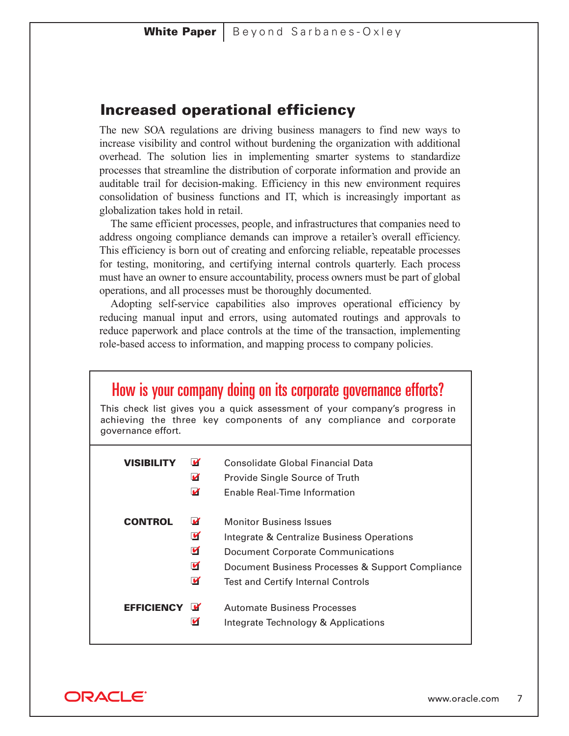## Increased operational efficiency

The new SOA regulations are driving business managers to find new ways to increase visibility and control without burdening the organization with additional overhead. The solution lies in implementing smarter systems to standardize processes that streamline the distribution of corporate information and provide an auditable trail for decision-making. Efficiency in this new environment requires consolidation of business functions and IT, which is increasingly important as globalization takes hold in retail.

The same efficient processes, people, and infrastructures that companies need to address ongoing compliance demands can improve a retailer's overall efficiency. This efficiency is born out of creating and enforcing reliable, repeatable processes for testing, monitoring, and certifying internal controls quarterly. Each process must have an owner to ensure accountability, process owners must be part of global operations, and all processes must be thoroughly documented.

Adopting self-service capabilities also improves operational efficiency by reducing manual input and errors, using automated routings and approvals to reduce paperwork and place controls at the time of the transaction, implementing role-based access to information, and mapping process to company policies.

### How is your company doing on its corporate governance efforts?

This check list gives you a quick assessment of your company's progress in achieving the three key components of any compliance and corporate governance effort.

**VISIBILITY**
- ☑ Consolidate Global Financial Data
- ☑ Provide Single Source of Truth
- ☑ Enable Real-Time Information

**CONTROL**
- ☑ Monitor Business Issues
- ☑ Integrate & Centralize Business Operations
- ☑ Document Corporate Communications
- ☑ Document Business Processes & Support Compliance
- ☑ Test and Certify Internal Controls

**EFFICIENCY**
- ☑ Automate Business Processes
- ☑ Integrate Technology & Applications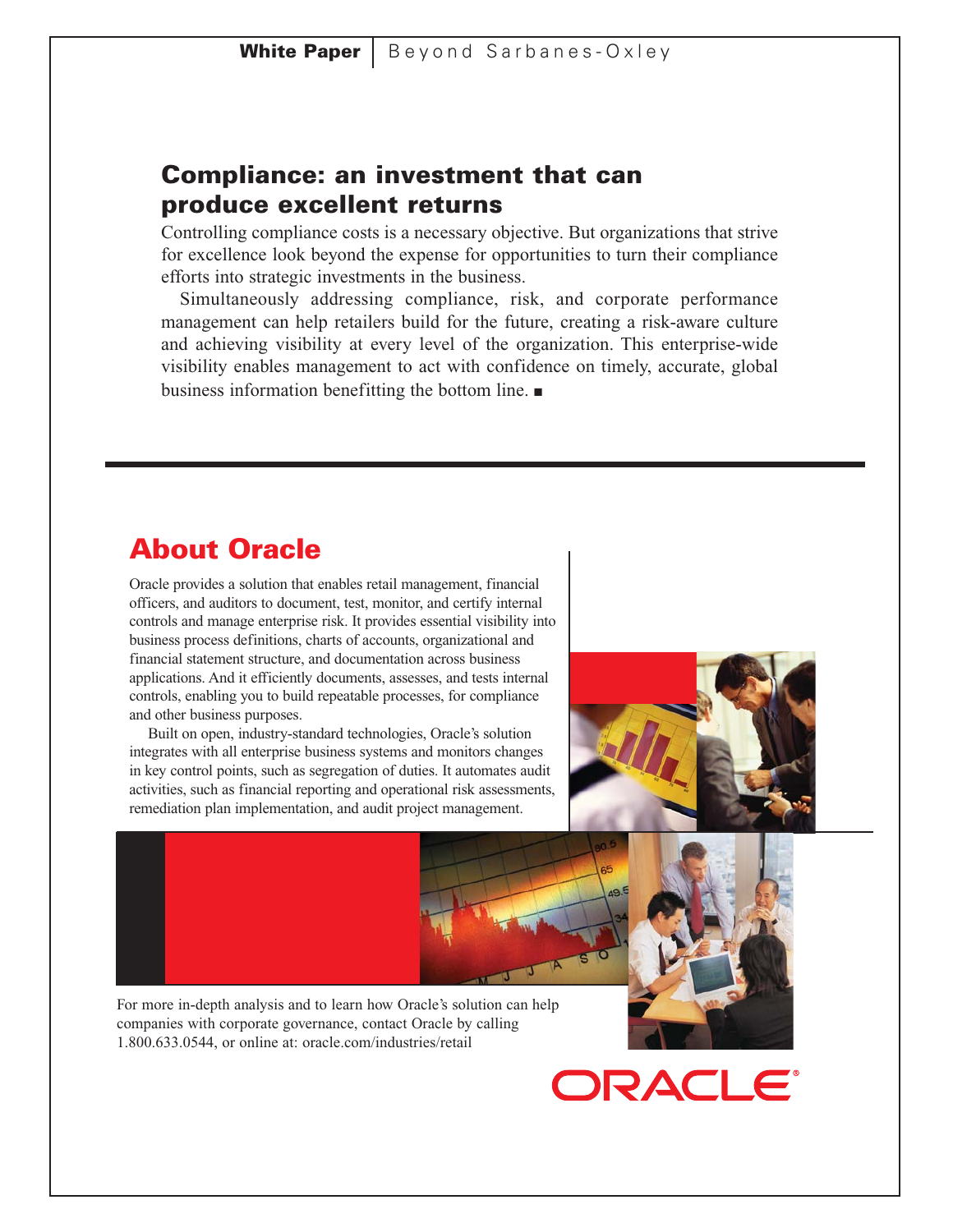## Compliance: an investment that can produce excellent returns

Controlling compliance costs is a necessary objective. But organizations that strive for excellence look beyond the expense for opportunities to turn their compliance efforts into strategic investments in the business.

Simultaneously addressing compliance, risk, and corporate performance management can help retailers build for the future, creating a risk-aware culture and achieving visibility at every level of the organization. This enterprise-wide visibility enables management to act with confidence on timely, accurate, global business information benefitting the bottom line. ■

## About Oracle

Oracle provides a solution that enables retail management, financial officers, and auditors to document, test, monitor, and certify internal controls and manage enterprise risk. It provides essential visibility into business process definitions, charts of accounts, organizational and financial statement structure, and documentation across business applications. And it efficiently documents, assesses, and tests internal controls, enabling you to build repeatable processes, for compliance and other business purposes.

Built on open, industry-standard technologies, Oracle's solution integrates with all enterprise business systems and monitors changes in key control points, such as segregation of duties. It automates audit activities, such as financial reporting and operational risk assessments, remediation plan implementation, and audit project management.

For more in-depth analysis and to learn how Oracle's solution can help companies with corporate governance, contact Oracle by calling 1.800.633.0544, or online at: oracle.com/industries/retail

ORACLE®